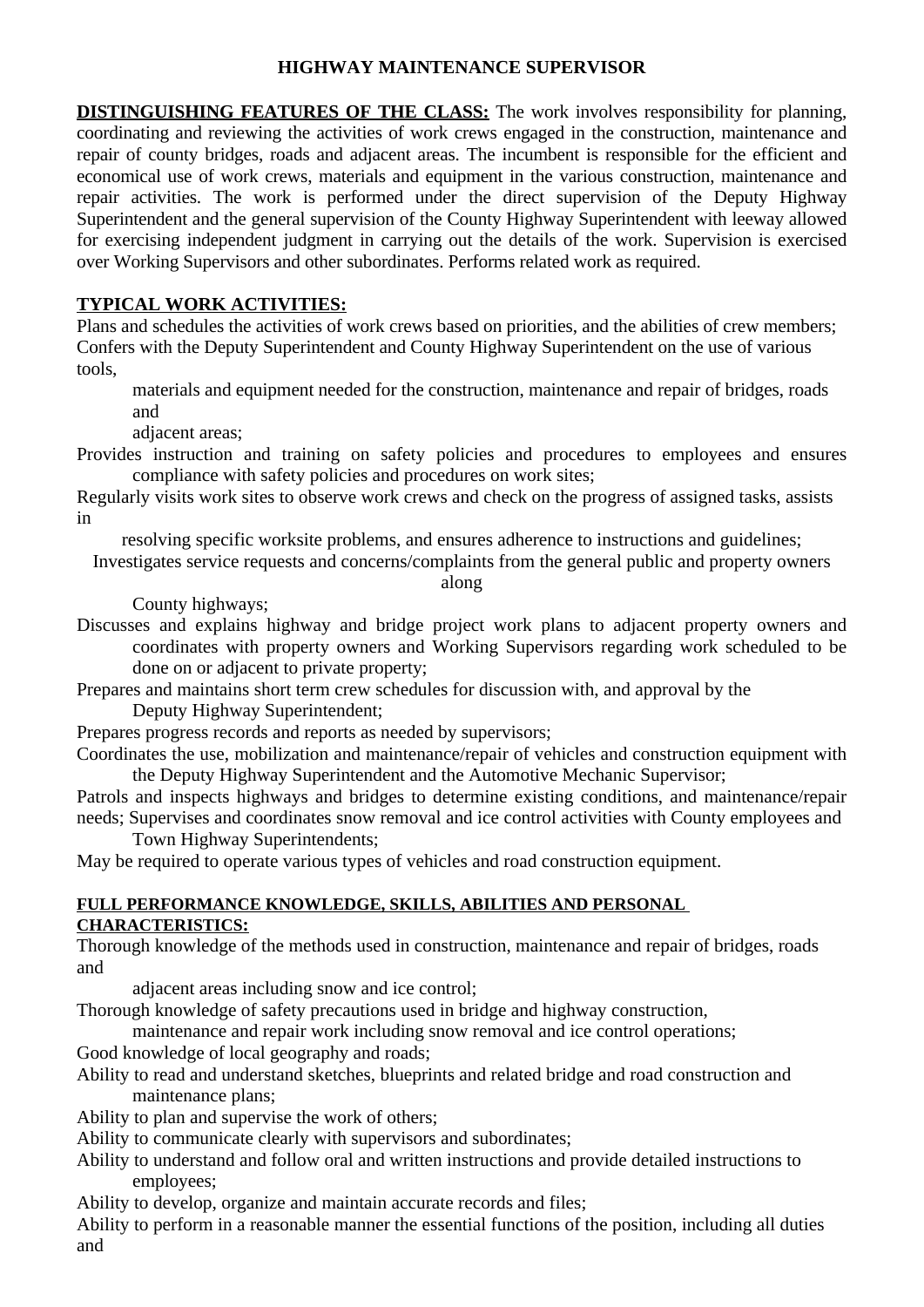# HIGHWAY MAINTENANCE SUPERVISOR

**DISTINGUISHING FEATURES OF THE CLASS:** The work involves responsibility for planning, coordinating and reviewing the activities of work crews engaged in the construction, maintenance and repair of county bridges, roads and adjacent areas. The incumbent is responsible for the efficient and economical use of work crews, materials and equipment in the various construction, maintenance and repair activities. The work is performed under the direct supervision of the Deputy Highway Superintendent and the general supervision of the County Highway Superintendent with leeway allowed for exercising independent judgment in carrying out the details of the work. Supervision is exercised over Working Supervisors and other subordinates. Performs related work as required.

**TYPICAL WORK ACTIVITIES:**

Plans and schedules the activities of work crews based on priorities, and the abilities of crew members;
Confers with the Deputy Superintendent and County Highway Superintendent on the use of various tools, materials and equipment needed for the construction, maintenance and repair of bridges, roads and adjacent areas;
Provides instruction and training on safety policies and procedures to employees and ensures compliance with safety policies and procedures on work sites;
Regularly visits work sites to observe work crews and check on the progress of assigned tasks, assists in resolving specific worksite problems, and ensures adherence to instructions and guidelines;
Investigates service requests and concerns/complaints from the general public and property owners along County highways;
Discusses and explains highway and bridge project work plans to adjacent property owners and coordinates with property owners and Working Supervisors regarding work scheduled to be done on or adjacent to private property;
Prepares and maintains short term crew schedules for discussion with, and approval by the Deputy Highway Superintendent;
Prepares progress records and reports as needed by supervisors;
Coordinates the use, mobilization and maintenance/repair of vehicles and construction equipment with the Deputy Highway Superintendent and the Automotive Mechanic Supervisor;
Patrols and inspects highways and bridges to determine existing conditions, and maintenance/repair needs; Supervises and coordinates snow removal and ice control activities with County employees and Town Highway Superintendents;
May be required to operate various types of vehicles and road construction equipment.

**FULL PERFORMANCE KNOWLEDGE, SKILLS, ABILITIES AND PERSONAL CHARACTERISTICS:**

Thorough knowledge of the methods used in construction, maintenance and repair of bridges, roads and adjacent areas including snow and ice control;
Thorough knowledge of safety precautions used in bridge and highway construction, maintenance and repair work including snow removal and ice control operations;
Good knowledge of local geography and roads;
Ability to read and understand sketches, blueprints and related bridge and road construction and maintenance plans;
Ability to plan and supervise the work of others;
Ability to communicate clearly with supervisors and subordinates;
Ability to understand and follow oral and written instructions and provide detailed instructions to employees;
Ability to develop, organize and maintain accurate records and files;
Ability to perform in a reasonable manner the essential functions of the position, including all duties and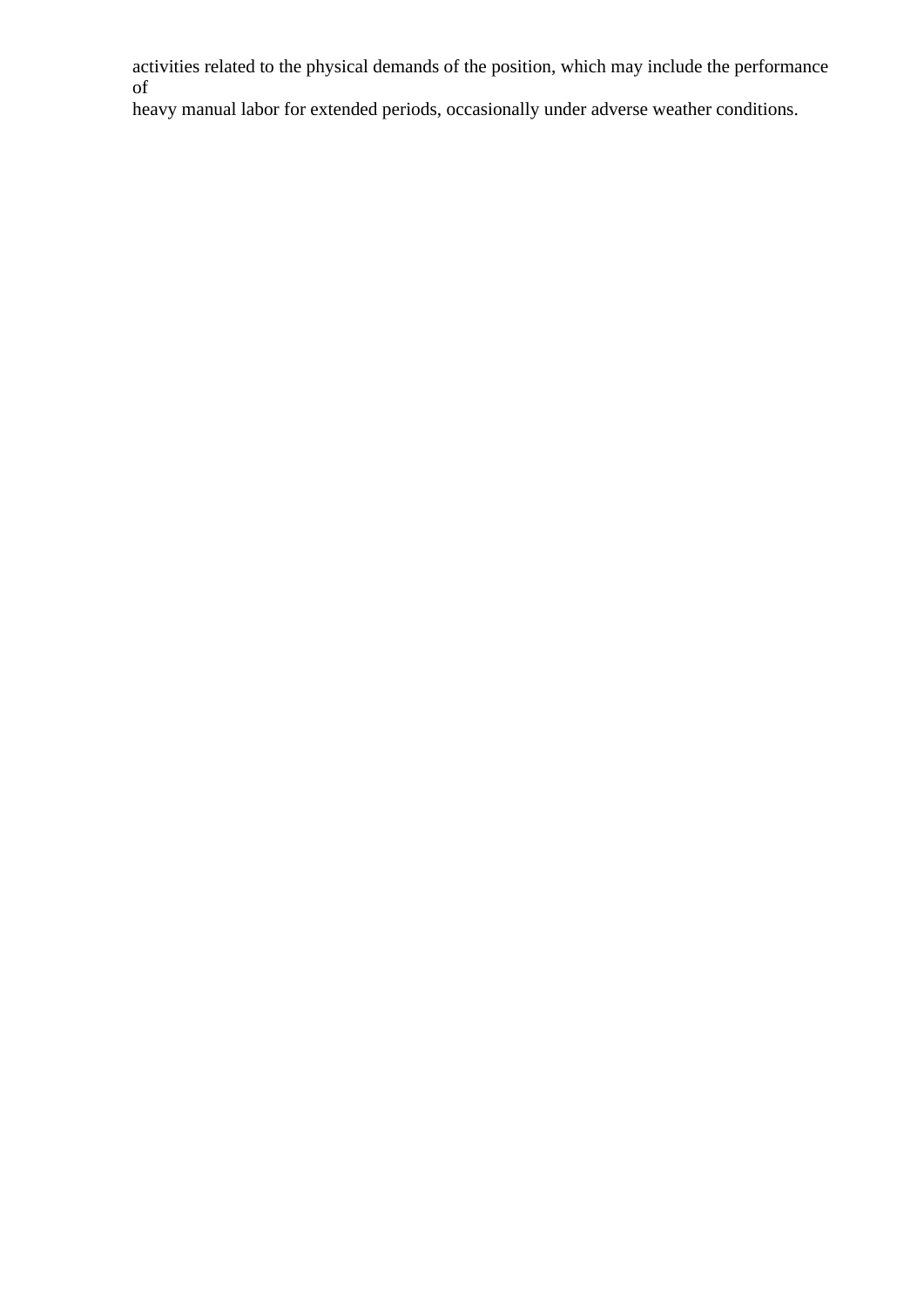activities related to the physical demands of the position, which may include the performance of heavy manual labor for extended periods, occasionally under adverse weather conditions.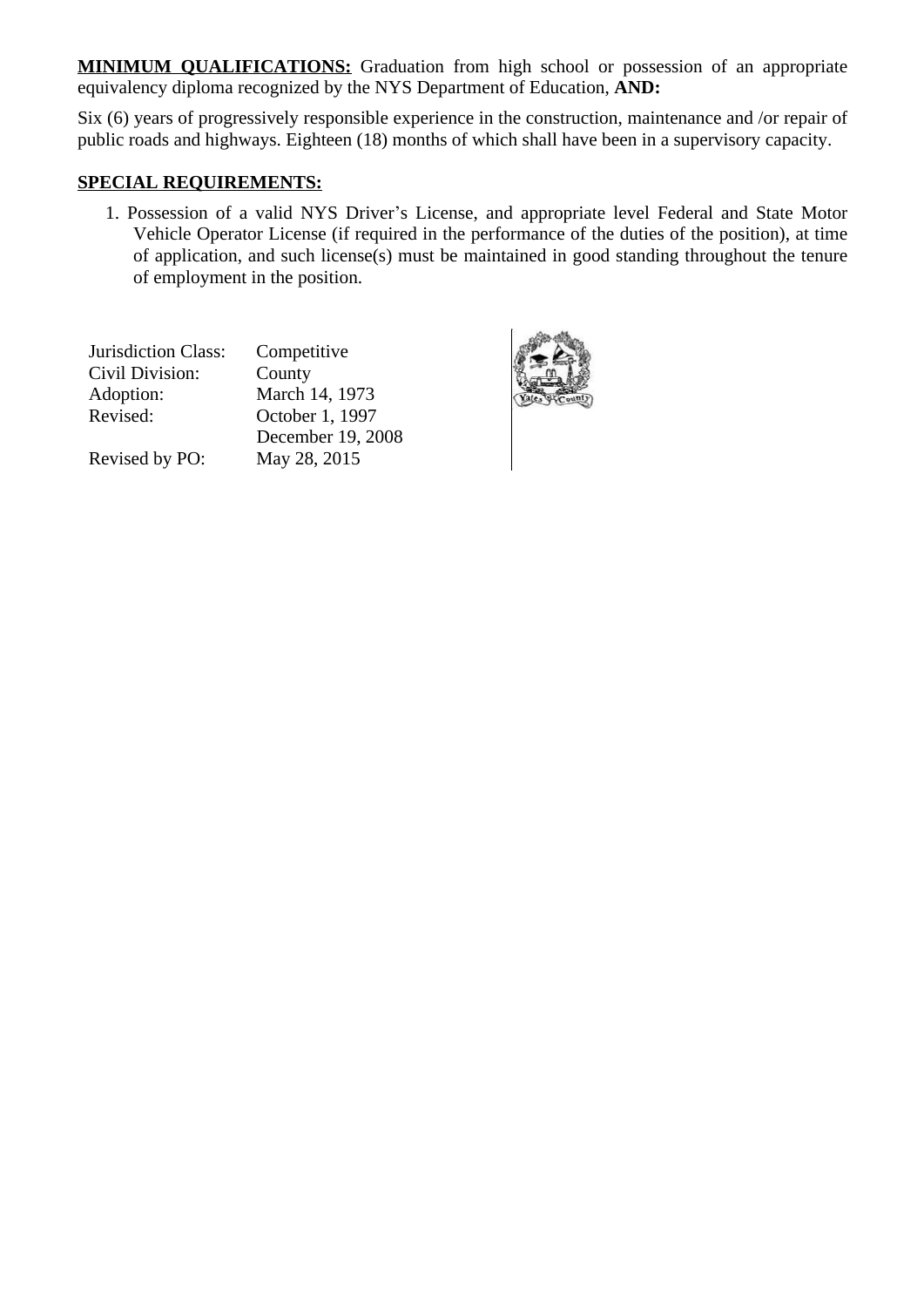**MINIMUM QUALIFICATIONS:** Graduation from high school or possession of an appropriate equivalency diploma recognized by the NYS Department of Education, **AND:**

Six (6) years of progressively responsible experience in the construction, maintenance and /or repair of public roads and highways. Eighteen (18) months of which shall have been in a supervisory capacity.

**SPECIAL REQUIREMENTS:**

1. Possession of a valid NYS Driver's License, and appropriate level Federal and State Motor Vehicle Operator License (if required in the performance of the duties of the position), at time of application, and such license(s) must be maintained in good standing throughout the tenure of employment in the position.

| | |
|---|---|
| Jurisdiction Class: | Competitive |
| Civil Division: | County |
| Adoption: | March 14, 1973 |
| Revised: | October 1, 1997 |
| | December 19, 2008 |
| Revised by PO: | May 28, 2015 |